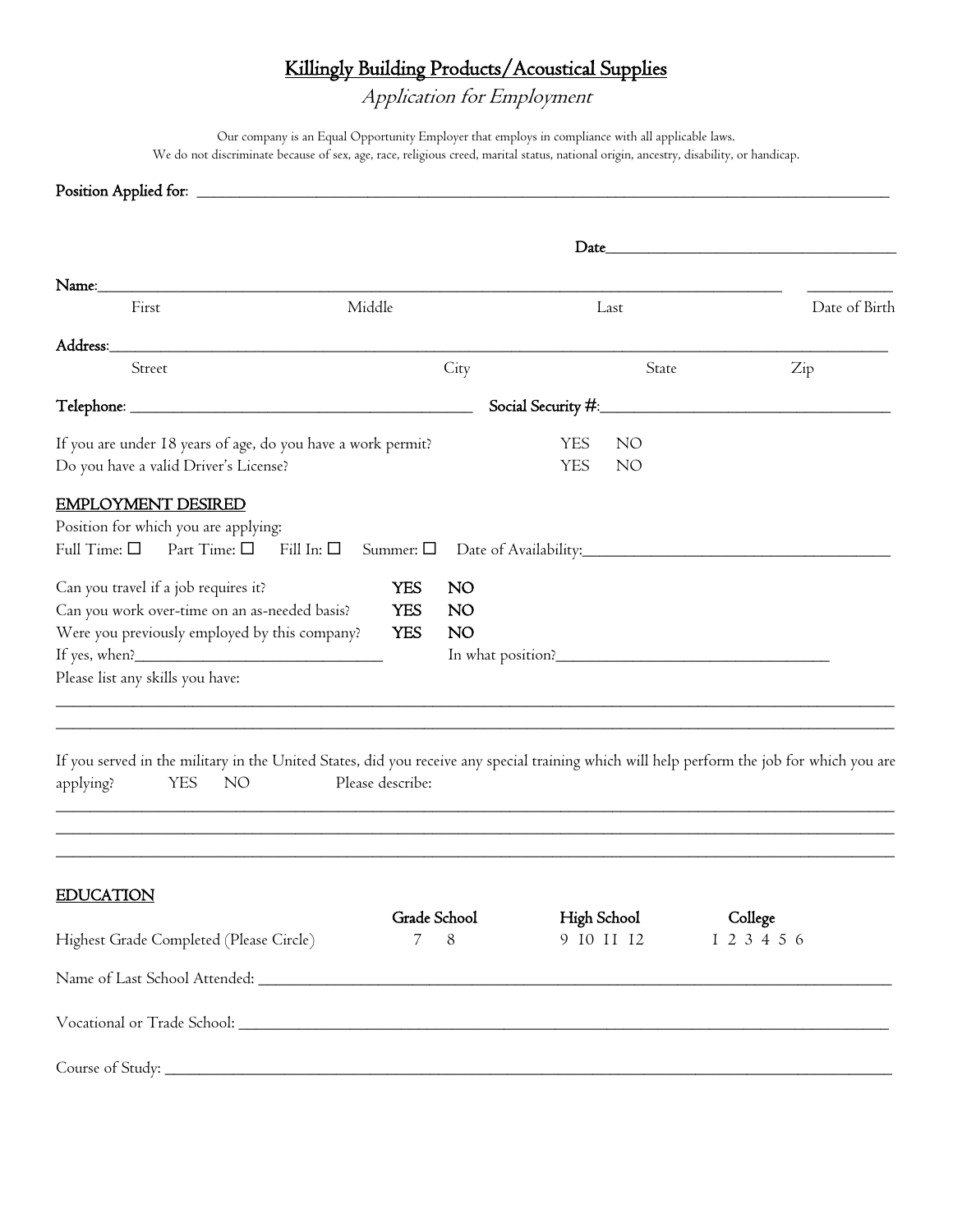# Killingly Building Products/Acoustical Supplies

*Application for Employment*

Our company is an Equal Opportunity Employer that employs in compliance with all applicable laws.
We do not discriminate because of sex, age, race, religious creed, marital status, national origin, ancestry, disability, or handicap.

**Position Applied for:** ______________________________________________

**Date**______________________

**Name:**__________________________________________________ __________
First Middle Last Date of Birth

**Address:**__________________________________________________
Street City State Zip

**Telephone:** ______________________ **Social Security #:**______________________

If you are under 18 years of age, do you have a work permit? YES NO
Do you have a valid Driver's License? YES NO

## EMPLOYMENT DESIRED

Position for which you are applying:
Full Time: ☐ Part Time: ☐ Fill In: ☐ Summer: ☐ Date of Availability:______________________

Can you travel if a job requires it? **YES** **NO**
Can you work over-time on an as-needed basis? **YES** **NO**
Were you previously employed by this company? **YES** **NO**
If yes, when?________________ In what position?________________
Please list any skills you have:

______________________________________________________________________
______________________________________________________________________

If you served in the military in the United States, did you receive any special training which will help perform the job for which you are applying? YES NO Please describe:

______________________________________________________________________
______________________________________________________________________
______________________________________________________________________

## EDUCATION

| | Grade School | High School | College |
|---|---|---|---|
| Highest Grade Completed (Please Circle) | 7 8 | 9 10 11 12 | 1 2 3 4 5 6 |

Name of Last School Attended: ______________________________________________

Vocational or Trade School: ______________________________________________

Course of Study: ______________________________________________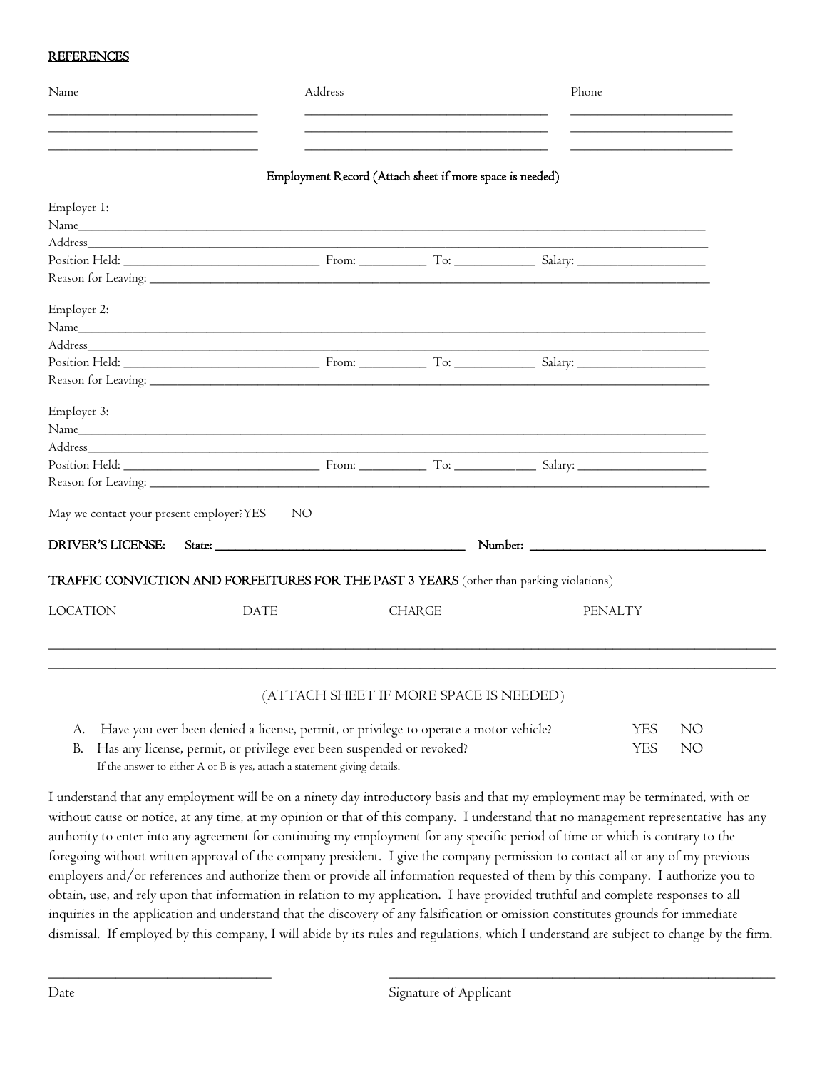**REFERENCES**

| Name | Address | Phone |
| --- | --- | --- |
| ___________________________ | ___________________________ | ___________________________ |
| ___________________________ | ___________________________ | ___________________________ |
| ___________________________ | ___________________________ | ___________________________ |

**Employment Record (Attach sheet if more space is needed)**

Employer 1:
Name_______________________________________________________________________________
Address_____________________________________________________________________________
Position Held: ___________________________ From: __________ To: ___________ Salary: __________________
Reason for Leaving: ________________________________________________________________________

Employer 2:
Name_______________________________________________________________________________
Address_____________________________________________________________________________
Position Held: ___________________________ From: __________ To: ___________ Salary: __________________
Reason for Leaving: ________________________________________________________________________

Employer 3:
Name_______________________________________________________________________________
Address_____________________________________________________________________________
Position Held: ___________________________ From: __________ To: ___________ Salary: __________________
Reason for Leaving: ________________________________________________________________________

May we contact your present employer? YES NO

**DRIVER'S LICENSE: State:** ___________________________________ **Number:** ___________________________________

**TRAFFIC CONVICTION AND FORFEITURES FOR THE PAST 3 YEARS** (other than parking violations)

| LOCATION | DATE | CHARGE | PENALTY |
| --- | --- | --- | --- |
| | | | |
| | | | |

(ATTACH SHEET IF MORE SPACE IS NEEDED)

A. Have you ever been denied a license, permit, or privilege to operate a motor vehicle? YES NO
B. Has any license, permit, or privilege ever been suspended or revoked? YES NO
If the answer to either A or B is yes, attach a statement giving details.

I understand that any employment will be on a ninety day introductory basis and that my employment may be terminated, with or without cause or notice, at any time, at my opinion or that of this company. I understand that no management representative has any authority to enter into any agreement for continuing my employment for any specific period of time or which is contrary to the foregoing without written approval of the company president. I give the company permission to contact all or any of my previous employers and/or references and authorize them or provide all information requested of them by this company. I authorize you to obtain, use, and rely upon that information in relation to my application. I have provided truthful and complete responses to all inquiries in the application and understand that the discovery of any falsification or omission constitutes grounds for immediate dismissal. If employed by this company, I will abide by its rules and regulations, which I understand are subject to change by the firm.

___________________________ ___________________________________________
Date Signature of Applicant